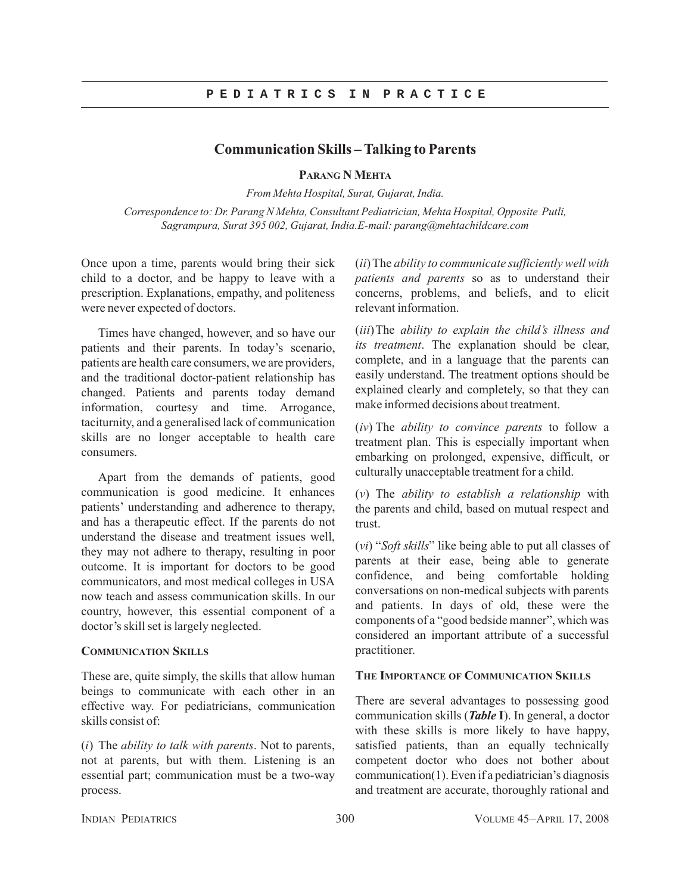PEDIATRICS IN PRACTICE

# Communication Skills – Talking to Parents

**PARANG N MEHTA**

*From Mehta Hospital, Surat, Gujarat, India.*

*Correspondence to: Dr. Parang N Mehta, Consultant Pediatrician, Mehta Hospital, Opposite Putli, Sagrampura, Surat 395 002, Gujarat, India.E-mail: parang@mehtachildcare.com*

Once upon a time, parents would bring their sick child to a doctor, and be happy to leave with a prescription. Explanations, empathy, and politeness were never expected of doctors.

Times have changed, however, and so have our patients and their parents. In today's scenario, patients are health care consumers, we are providers, and the traditional doctor-patient relationship has changed. Patients and parents today demand information, courtesy and time. Arrogance, taciturnity, and a generalised lack of communication skills are no longer acceptable to health care consumers.

Apart from the demands of patients, good communication is good medicine. It enhances patients' understanding and adherence to therapy, and has a therapeutic effect. If the parents do not understand the disease and treatment issues well, they may not adhere to therapy, resulting in poor outcome. It is important for doctors to be good communicators, and most medical colleges in USA now teach and assess communication skills. In our country, however, this essential component of a doctor's skill set is largely neglected.

## COMMUNICATION SKILLS

These are, quite simply, the skills that allow human beings to communicate with each other in an effective way. For pediatricians, communication skills consist of:

(*i*) The *ability to talk with parents*. Not to parents, not at parents, but with them. Listening is an essential part; communication must be a two-way process.

(*ii*) The *ability to communicate sufficiently well with patients and parents* so as to understand their concerns, problems, and beliefs, and to elicit relevant information.

(*iii*) The *ability to explain the child's illness and its treatment*. The explanation should be clear, complete, and in a language that the parents can easily understand. The treatment options should be explained clearly and completely, so that they can make informed decisions about treatment.

(*iv*) The *ability to convince parents* to follow a treatment plan. This is especially important when embarking on prolonged, expensive, difficult, or culturally unacceptable treatment for a child.

(*v*) The *ability to establish a relationship* with the parents and child, based on mutual respect and trust.

(*vi*) "*Soft skills*" like being able to put all classes of parents at their ease, being able to generate confidence, and being comfortable holding conversations on non-medical subjects with parents and patients. In days of old, these were the components of a "good bedside manner", which was considered an important attribute of a successful practitioner.

## THE IMPORTANCE OF COMMUNICATION SKILLS

There are several advantages to possessing good communication skills (***Table* I**). In general, a doctor with these skills is more likely to have happy, satisfied patients, than an equally technically competent doctor who does not bother about communication(1). Even if a pediatrician's diagnosis and treatment are accurate, thoroughly rational and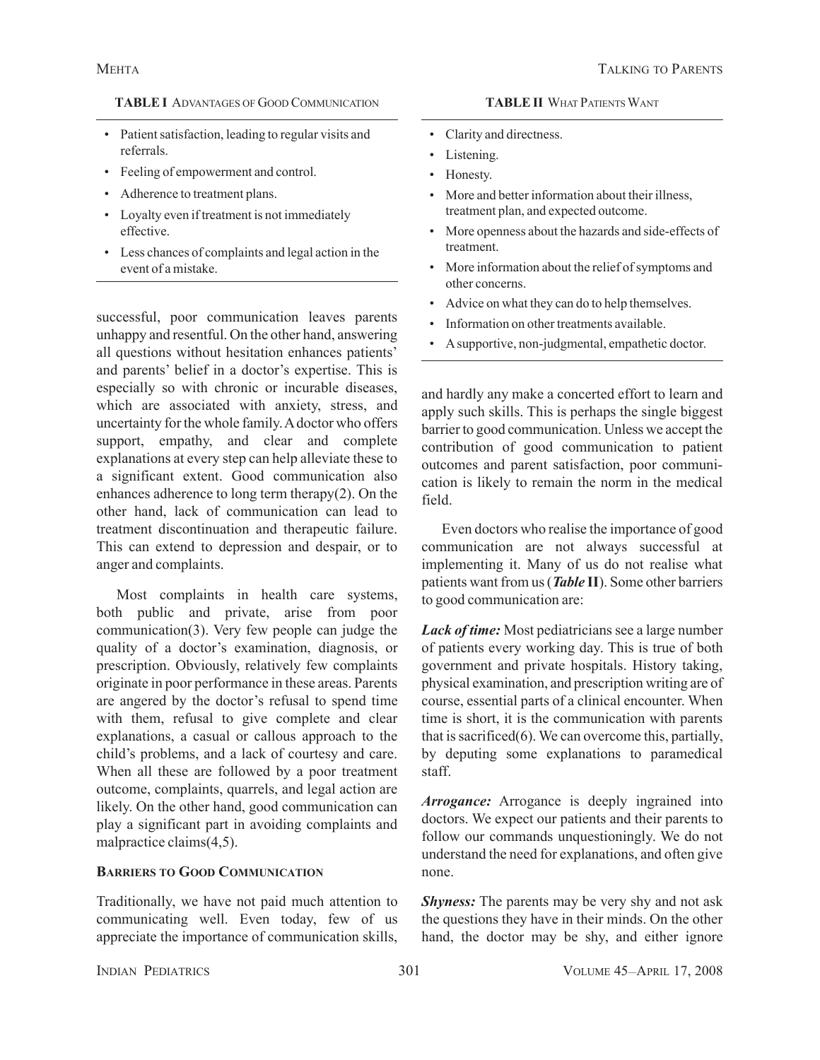**TABLE I** Advantages of Good Communication

- Patient satisfaction, leading to regular visits and referrals.
- Feeling of empowerment and control.
- Adherence to treatment plans.
- Loyalty even if treatment is not immediately effective.
- Less chances of complaints and legal action in the event of a mistake.

successful, poor communication leaves parents unhappy and resentful. On the other hand, answering all questions without hesitation enhances patients' and parents' belief in a doctor's expertise. This is especially so with chronic or incurable diseases, which are associated with anxiety, stress, and uncertainty for the whole family. A doctor who offers support, empathy, and clear and complete explanations at every step can help alleviate these to a significant extent. Good communication also enhances adherence to long term therapy(2). On the other hand, lack of communication can lead to treatment discontinuation and therapeutic failure. This can extend to depression and despair, or to anger and complaints.

Most complaints in health care systems, both public and private, arise from poor communication(3). Very few people can judge the quality of a doctor's examination, diagnosis, or prescription. Obviously, relatively few complaints originate in poor performance in these areas. Parents are angered by the doctor's refusal to spend time with them, refusal to give complete and clear explanations, a casual or callous approach to the child's problems, and a lack of courtesy and care. When all these are followed by a poor treatment outcome, complaints, quarrels, and legal action are likely. On the other hand, good communication can play a significant part in avoiding complaints and malpractice claims(4,5).

## Barriers to Good Communication

Traditionally, we have not paid much attention to communicating well. Even today, few of us appreciate the importance of communication skills, and hardly any make a concerted effort to learn and apply such skills. This is perhaps the single biggest barrier to good communication. Unless we accept the contribution of good communication to patient outcomes and parent satisfaction, poor communication is likely to remain the norm in the medical field.

**TABLE II** What Patients Want

- Clarity and directness.
- Listening.
- Honesty.
- More and better information about their illness, treatment plan, and expected outcome.
- More openness about the hazards and side-effects of treatment.
- More information about the relief of symptoms and other concerns.
- Advice on what they can do to help themselves.
- Information on other treatments available.
- A supportive, non-judgmental, empathetic doctor.

Even doctors who realise the importance of good communication are not always successful at implementing it. Many of us do not realise what patients want from us (***Table*** **II**). Some other barriers to good communication are:

***Lack of time:*** Most pediatricians see a large number of patients every working day. This is true of both government and private hospitals. History taking, physical examination, and prescription writing are of course, essential parts of a clinical encounter. When time is short, it is the communication with parents that is sacrificed(6). We can overcome this, partially, by deputing some explanations to paramedical staff.

***Arrogance:*** Arrogance is deeply ingrained into doctors. We expect our patients and their parents to follow our commands unquestioningly. We do not understand the need for explanations, and often give none.

***Shyness:*** The parents may be very shy and not ask the questions they have in their minds. On the other hand, the doctor may be shy, and either ignore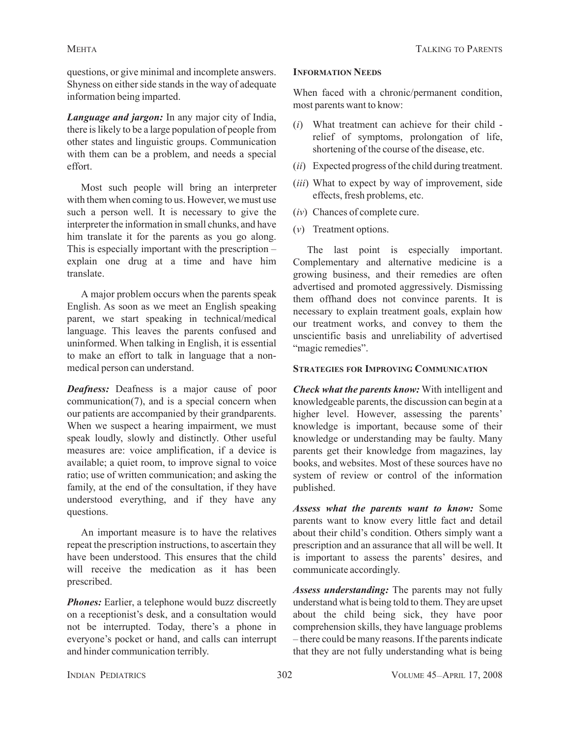questions, or give minimal and incomplete answers. Shyness on either side stands in the way of adequate information being imparted.

***Language and jargon:*** In any major city of India, there is likely to be a large population of people from other states and linguistic groups. Communication with them can be a problem, and needs a special effort.

Most such people will bring an interpreter with them when coming to us. However, we must use such a person well. It is necessary to give the interpreter the information in small chunks, and have him translate it for the parents as you go along. This is especially important with the prescription – explain one drug at a time and have him translate.

A major problem occurs when the parents speak English. As soon as we meet an English speaking parent, we start speaking in technical/medical language. This leaves the parents confused and uninformed. When talking in English, it is essential to make an effort to talk in language that a non-medical person can understand.

***Deafness:*** Deafness is a major cause of poor communication(7), and is a special concern when our patients are accompanied by their grandparents. When we suspect a hearing impairment, we must speak loudly, slowly and distinctly. Other useful measures are: voice amplification, if a device is available; a quiet room, to improve signal to voice ratio; use of written communication; and asking the family, at the end of the consultation, if they have understood everything, and if they have any questions.

An important measure is to have the relatives repeat the prescription instructions, to ascertain they have been understood. This ensures that the child will receive the medication as it has been prescribed.

***Phones:*** Earlier, a telephone would buzz discreetly on a receptionist's desk, and a consultation would not be interrupted. Today, there's a phone in everyone's pocket or hand, and calls can interrupt and hinder communication terribly.

## Information Needs

When faced with a chronic/permanent condition, most parents want to know:

(*i*) What treatment can achieve for their child - relief of symptoms, prolongation of life, shortening of the course of the disease, etc.

(*ii*) Expected progress of the child during treatment.

(*iii*) What to expect by way of improvement, side effects, fresh problems, etc.

(*iv*) Chances of complete cure.

(*v*) Treatment options.

The last point is especially important. Complementary and alternative medicine is a growing business, and their remedies are often advertised and promoted aggressively. Dismissing them offhand does not convince parents. It is necessary to explain treatment goals, explain how our treatment works, and convey to them the unscientific basis and unreliability of advertised "magic remedies".

## Strategies for Improving Communication

***Check what the parents know:*** With intelligent and knowledgeable parents, the discussion can begin at a higher level. However, assessing the parents' knowledge is important, because some of their knowledge or understanding may be faulty. Many parents get their knowledge from magazines, lay books, and websites. Most of these sources have no system of review or control of the information published.

***Assess what the parents want to know:*** Some parents want to know every little fact and detail about their child's condition. Others simply want a prescription and an assurance that all will be well. It is important to assess the parents' desires, and communicate accordingly.

***Assess understanding:*** The parents may not fully understand what is being told to them. They are upset about the child being sick, they have poor comprehension skills, they have language problems – there could be many reasons. If the parents indicate that they are not fully understanding what is being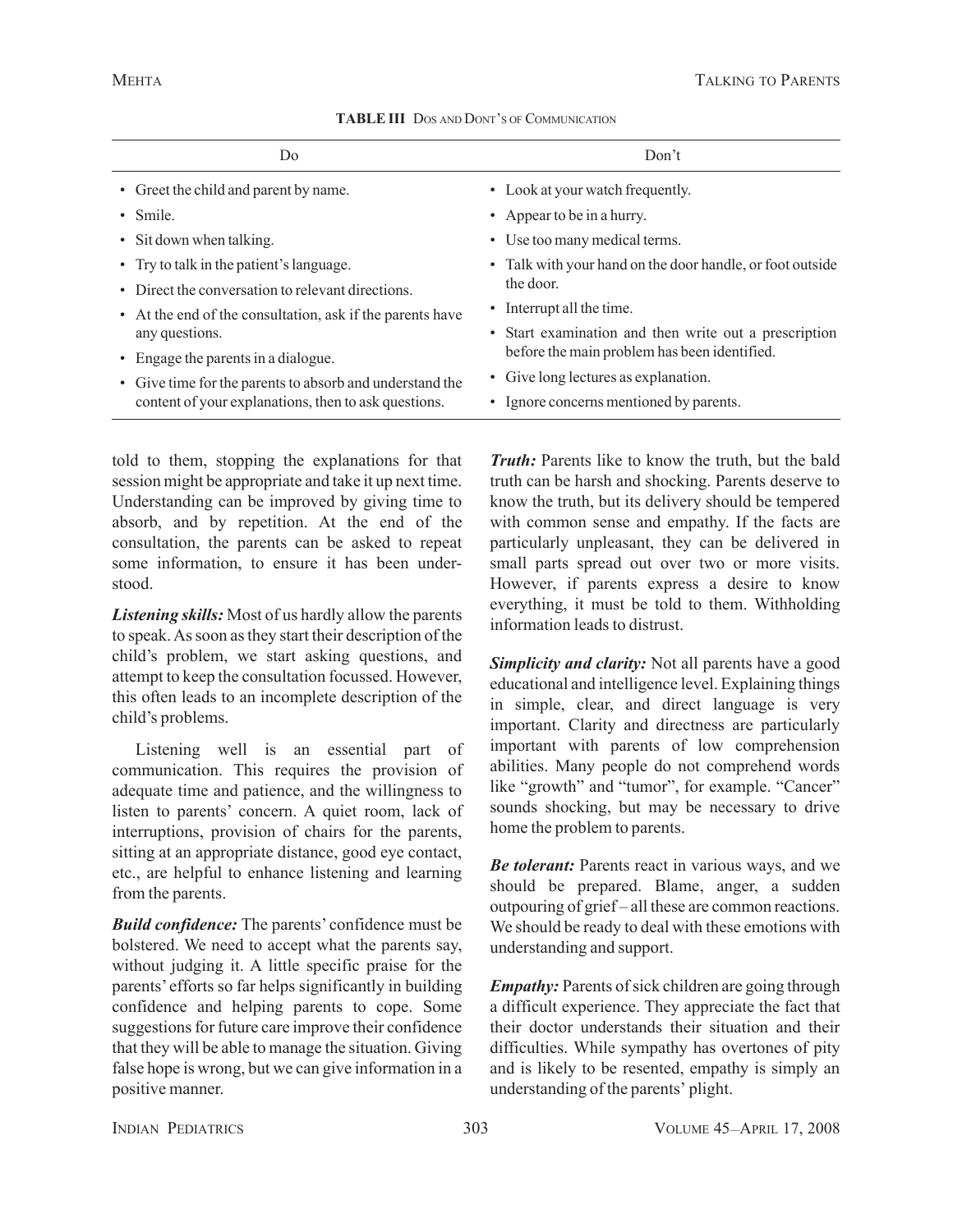**TABLE III** Dos and Dont's of Communication

| Do | Don't |
|---|---|
| • Greet the child and parent by name. | • Look at your watch frequently. |
| • Smile. | • Appear to be in a hurry. |
| • Sit down when talking. | • Use too many medical terms. |
| • Try to talk in the patient's language. | • Talk with your hand on the door handle, or foot outside the door. |
| • Direct the conversation to relevant directions. | • Interrupt all the time. |
| • At the end of the consultation, ask if the parents have any questions. | • Start examination and then write out a prescription before the main problem has been identified. |
| • Engage the parents in a dialogue. | • Give long lectures as explanation. |
| • Give time for the parents to absorb and understand the content of your explanations, then to ask questions. | • Ignore concerns mentioned by parents. |

told to them, stopping the explanations for that session might be appropriate and take it up next time. Understanding can be improved by giving time to absorb, and by repetition. At the end of the consultation, the parents can be asked to repeat some information, to ensure it has been understood.

***Listening skills:*** Most of us hardly allow the parents to speak. As soon as they start their description of the child's problem, we start asking questions, and attempt to keep the consultation focussed. However, this often leads to an incomplete description of the child's problems.

Listening well is an essential part of communication. This requires the provision of adequate time and patience, and the willingness to listen to parents' concern. A quiet room, lack of interruptions, provision of chairs for the parents, sitting at an appropriate distance, good eye contact, etc., are helpful to enhance listening and learning from the parents.

***Build confidence:*** The parents' confidence must be bolstered. We need to accept what the parents say, without judging it. A little specific praise for the parents' efforts so far helps significantly in building confidence and helping parents to cope. Some suggestions for future care improve their confidence that they will be able to manage the situation. Giving false hope is wrong, but we can give information in a positive manner.

***Truth:*** Parents like to know the truth, but the bald truth can be harsh and shocking. Parents deserve to know the truth, but its delivery should be tempered with common sense and empathy. If the facts are particularly unpleasant, they can be delivered in small parts spread out over two or more visits. However, if parents express a desire to know everything, it must be told to them. Withholding information leads to distrust.

***Simplicity and clarity:*** Not all parents have a good educational and intelligence level. Explaining things in simple, clear, and direct language is very important. Clarity and directness are particularly important with parents of low comprehension abilities. Many people do not comprehend words like "growth" and "tumor", for example. "Cancer" sounds shocking, but may be necessary to drive home the problem to parents.

***Be tolerant:*** Parents react in various ways, and we should be prepared. Blame, anger, a sudden outpouring of grief – all these are common reactions. We should be ready to deal with these emotions with understanding and support.

***Empathy:*** Parents of sick children are going through a difficult experience. They appreciate the fact that their doctor understands their situation and their difficulties. While sympathy has overtones of pity and is likely to be resented, empathy is simply an understanding of the parents' plight.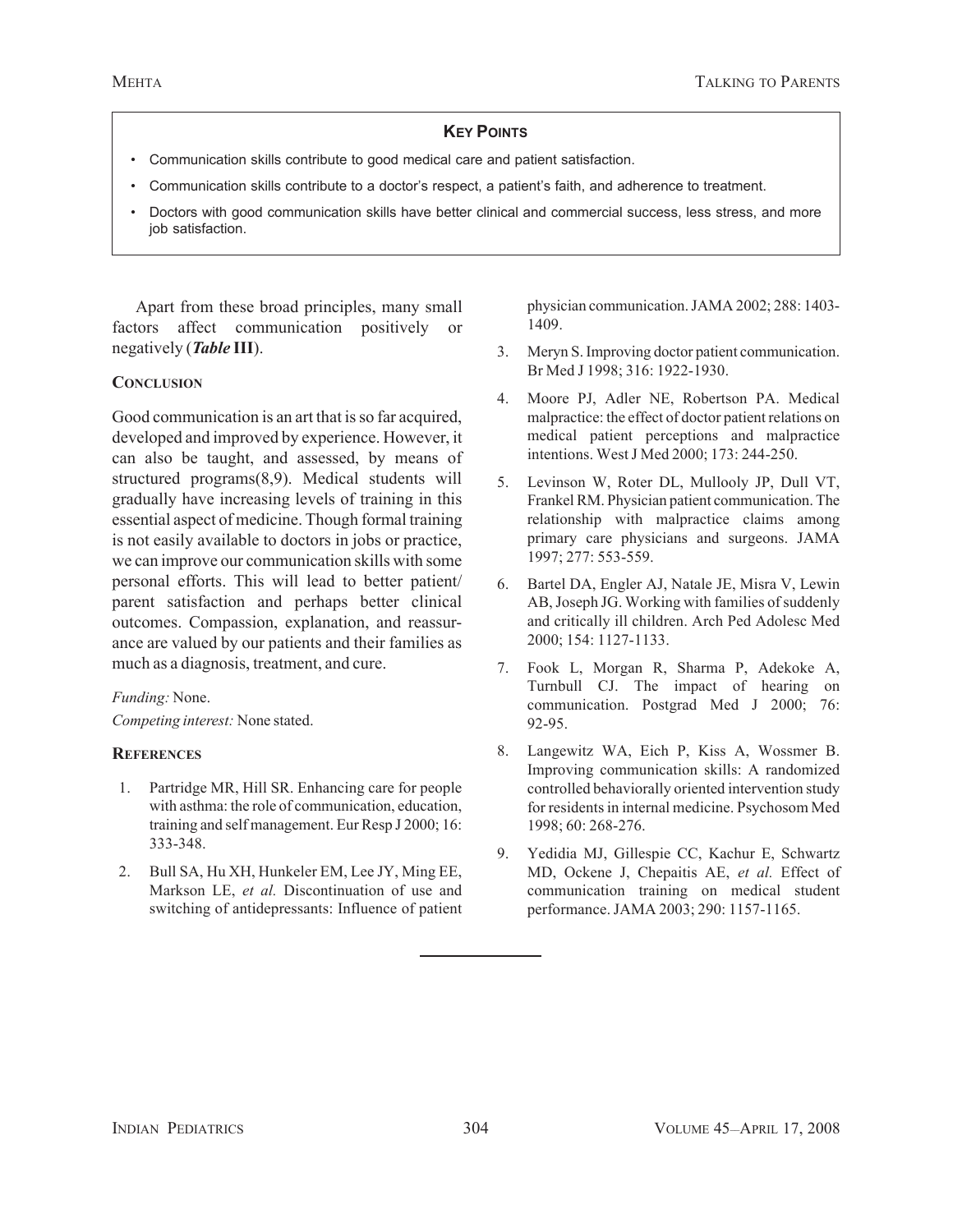## Key Points

- Communication skills contribute to good medical care and patient satisfaction.
- Communication skills contribute to a doctor's respect, a patient's faith, and adherence to treatment.
- Doctors with good communication skills have better clinical and commercial success, less stress, and more job satisfaction.

Apart from these broad principles, many small factors affect communication positively or negatively (***Table* III**).

### Conclusion

Good communication is an art that is so far acquired, developed and improved by experience. However, it can also be taught, and assessed, by means of structured programs(8,9). Medical students will gradually have increasing levels of training in this essential aspect of medicine. Though formal training is not easily available to doctors in jobs or practice, we can improve our communication skills with some personal efforts. This will lead to better patient/parent satisfaction and perhaps better clinical outcomes. Compassion, explanation, and reassurance are valued by our patients and their families as much as a diagnosis, treatment, and cure.

*Funding:* None.

*Competing interest:* None stated.

### References

1. Partridge MR, Hill SR. Enhancing care for people with asthma: the role of communication, education, training and self management. Eur Resp J 2000; 16: 333-348.
2. Bull SA, Hu XH, Hunkeler EM, Lee JY, Ming EE, Markson LE, *et al.* Discontinuation of use and switching of antidepressants: Influence of patient physician communication. JAMA 2002; 288: 1403-1409.
3. Meryn S. Improving doctor patient communication. Br Med J 1998; 316: 1922-1930.
4. Moore PJ, Adler NE, Robertson PA. Medical malpractice: the effect of doctor patient relations on medical patient perceptions and malpractice intentions. West J Med 2000; 173: 244-250.
5. Levinson W, Roter DL, Mullooly JP, Dull VT, Frankel RM. Physician patient communication. The relationship with malpractice claims among primary care physicians and surgeons. JAMA 1997; 277: 553-559.
6. Bartel DA, Engler AJ, Natale JE, Misra V, Lewin AB, Joseph JG. Working with families of suddenly and critically ill children. Arch Ped Adolesc Med 2000; 154: 1127-1133.
7. Fook L, Morgan R, Sharma P, Adekoke A, Turnbull CJ. The impact of hearing on communication. Postgrad Med J 2000; 76: 92-95.
8. Langewitz WA, Eich P, Kiss A, Wossmer B. Improving communication skills: A randomized controlled behaviorally oriented intervention study for residents in internal medicine. Psychosom Med 1998; 60: 268-276.
9. Yedidia MJ, Gillespie CC, Kachur E, Schwartz MD, Ockene J, Chepaitis AE, *et al.* Effect of communication training on medical student performance. JAMA 2003; 290: 1157-1165.